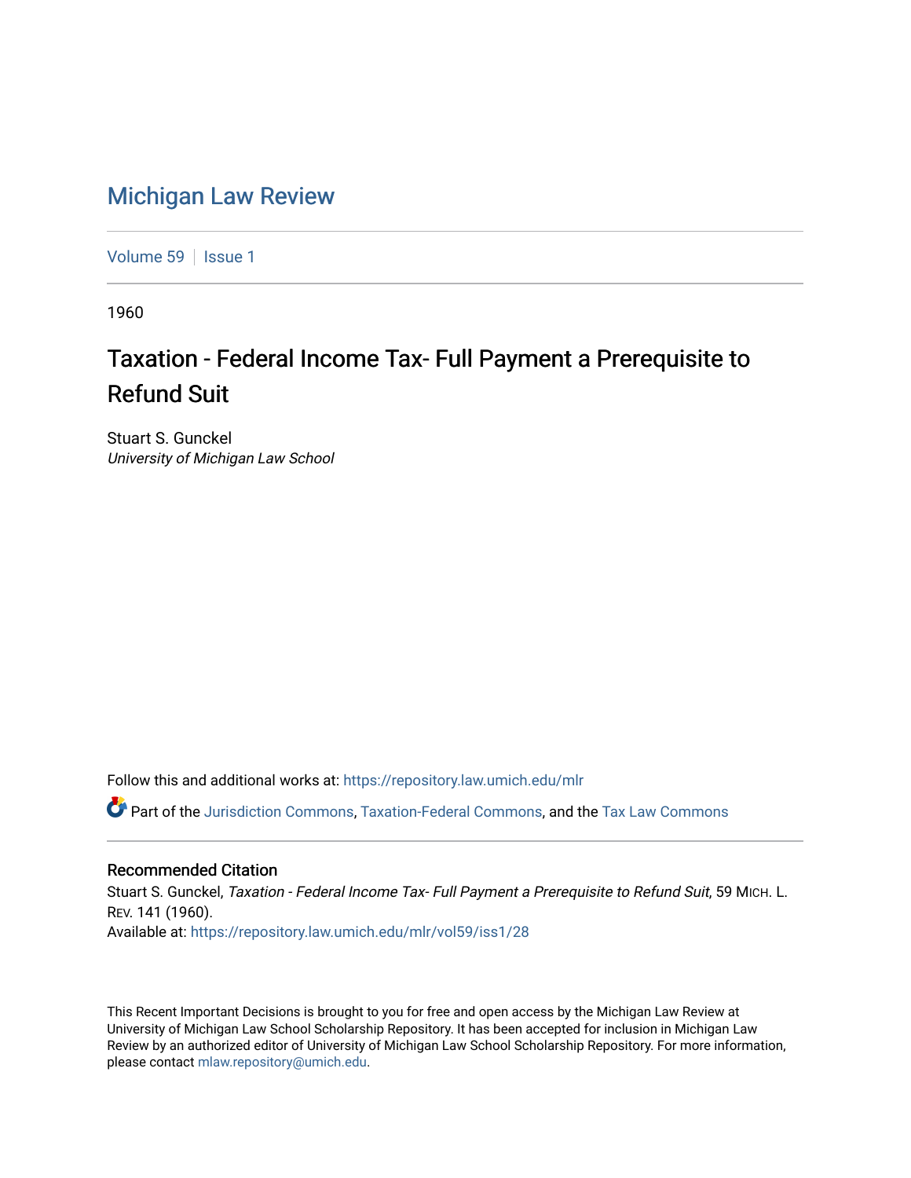# Michigan Law Review

Volume 59 | Issue 1

1960

## Taxation - Federal Income Tax- Full Payment a Prerequisite to Refund Suit

Stuart S. Gunckel
*University of Michigan Law School*

Follow this and additional works at: https://repository.law.umich.edu/mlr

Part of the Jurisdiction Commons, Taxation-Federal Commons, and the Tax Law Commons

### Recommended Citation

Stuart S. Gunckel, *Taxation - Federal Income Tax- Full Payment a Prerequisite to Refund Suit*, 59 MICH. L. REV. 141 (1960).
Available at: https://repository.law.umich.edu/mlr/vol59/iss1/28

This Recent Important Decisions is brought to you for free and open access by the Michigan Law Review at University of Michigan Law School Scholarship Repository. It has been accepted for inclusion in Michigan Law Review by an authorized editor of University of Michigan Law School Scholarship Repository. For more information, please contact mlaw.repository@umich.edu.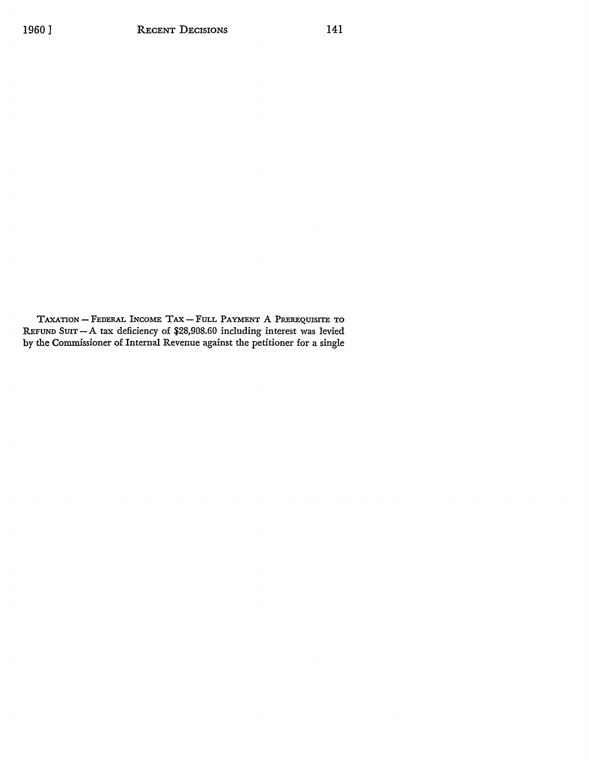TAXATION — FEDERAL INCOME TAX — FULL PAYMENT A PREREQUISITE TO REFUND SUIT — A tax deficiency of $28,908.60 including interest was levied by the Commissioner of Internal Revenue against the petitioner for a single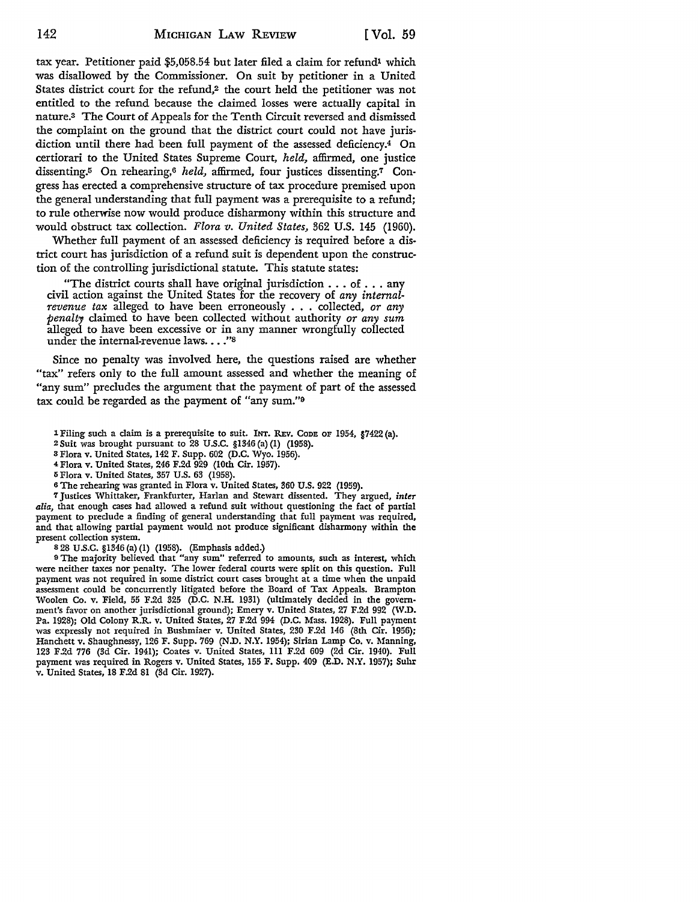tax year. Petitioner paid $5,058.54 but later filed a claim for refund[1] which was disallowed by the Commissioner. On suit by petitioner in a United States district court for the refund,[2] the court held the petitioner was not entitled to the refund because the claimed losses were actually capital in nature.[3] The Court of Appeals for the Tenth Circuit reversed and dismissed the complaint on the ground that the district court could not have jurisdiction until there had been full payment of the assessed deficiency.[4] On certiorari to the United States Supreme Court, *held,* affirmed, one justice dissenting.[5] On rehearing,[6] *held,* affirmed, four justices dissenting.[7] Congress has erected a comprehensive structure of tax procedure premised upon the general understanding that full payment was a prerequisite to a refund; to rule otherwise now would produce disharmony within this structure and would obstruct tax collection. *Flora v. United States,* 362 U.S. 145 (1960).

Whether full payment of an assessed deficiency is required before a district court has jurisdiction of a refund suit is dependent upon the construction of the controlling jurisdictional statute. This statute states:

> "The district courts shall have original jurisdiction . . . of . . . any civil action against the United States for the recovery of *any internal-revenue tax* alleged to have been erroneously . . . collected, *or any penalty* claimed to have been collected without authority *or any sum* alleged to have been excessive or in any manner wrongfully collected under the internal-revenue laws. . . ."[8]

Since no penalty was involved here, the questions raised are whether "tax" refers only to the full amount assessed and whether the meaning of "any sum" precludes the argument that the payment of part of the assessed tax could be regarded as the payment of "any sum."[9]

---

[1] Filing such a claim is a prerequisite to suit. INT. REV. CODE OF 1954, §7422(a).

[2] Suit was brought pursuant to 28 U.S.C. §1346(a)(1) (1958).

[3] Flora v. United States, 142 F. Supp. 602 (D.C. Wyo. 1956).

[4] Flora v. United States, 246 F.2d 929 (10th Cir. 1957).

[5] Flora v. United States, 357 U.S. 63 (1958).

[6] The rehearing was granted in Flora v. United States, 360 U.S. 922 (1959).

[7] Justices Whittaker, Frankfurter, Harlan and Stewart dissented. They argued, *inter alia,* that enough cases had allowed a refund suit without questioning the fact of partial payment to preclude a finding of general understanding that full payment was required, and that allowing partial payment would not produce significant disharmony within the present collection system.

[8] 28 U.S.C. §1346(a)(1) (1958). (Emphasis added.)

[9] The majority believed that "any sum" referred to amounts, such as interest, which were neither taxes nor penalty. The lower federal courts were split on this question. Full payment was not required in some district court cases brought at a time when the unpaid assessment could be concurrently litigated before the Board of Tax Appeals. Brampton Woolen Co. v. Field, 55 F.2d 325 (D.C. N.H. 1931) (ultimately decided in the government's favor on another jurisdictional ground); Emery v. United States, 27 F.2d 992 (W.D. Pa. 1928); Old Colony R.R. v. United States, 27 F.2d 994 (D.C. Mass. 1928). Full payment was expressly not required in Bushmiaer v. United States, 230 F.2d 146 (8th Cir. 1956); Hanchett v. Shaughnessy, 126 F. Supp. 769 (N.D. N.Y. 1954); Sirian Lamp Co. v. Manning, 123 F.2d 776 (3d Cir. 1941); Coates v. United States, 111 F.2d 609 (2d Cir. 1940). Full payment was required in Rogers v. United States, 155 F. Supp. 409 (E.D. N.Y. 1957); Suhr v. United States, 18 F.2d 81 (3d Cir. 1927).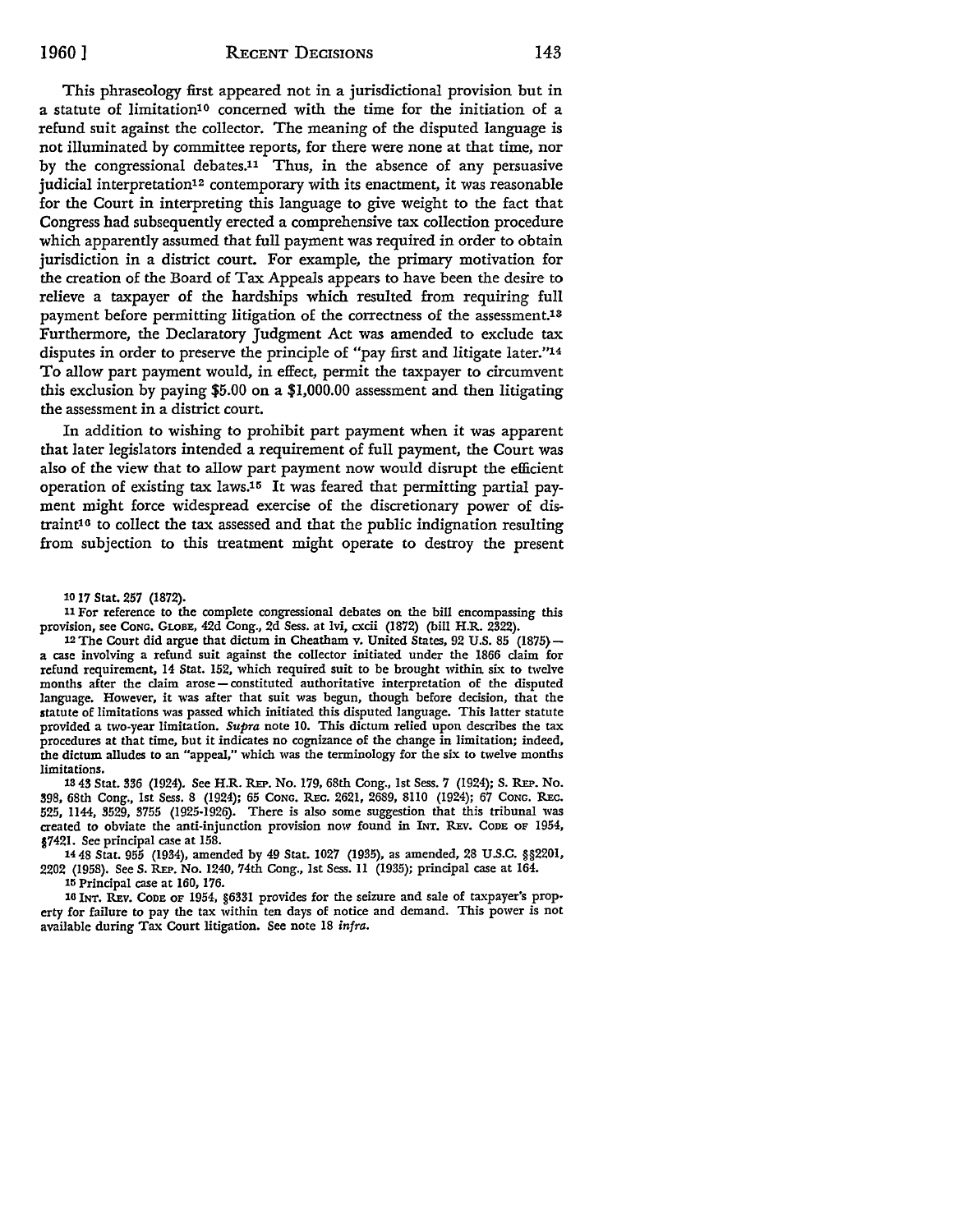This phraseology first appeared not in a jurisdictional provision but in a statute of limitation[10] concerned with the time for the initiation of a refund suit against the collector. The meaning of the disputed language is not illuminated by committee reports, for there were none at that time, nor by the congressional debates.[11] Thus, in the absence of any persuasive judicial interpretation[12] contemporary with its enactment, it was reasonable for the Court in interpreting this language to give weight to the fact that Congress had subsequently erected a comprehensive tax collection procedure which apparently assumed that full payment was required in order to obtain jurisdiction in a district court. For example, the primary motivation for the creation of the Board of Tax Appeals appears to have been the desire to relieve a taxpayer of the hardships which resulted from requiring full payment before permitting litigation of the correctness of the assessment.[13] Furthermore, the Declaratory Judgment Act was amended to exclude tax disputes in order to preserve the principle of "pay first and litigate later."[14] To allow part payment would, in effect, permit the taxpayer to circumvent this exclusion by paying $5.00 on a $1,000.00 assessment and then litigating the assessment in a district court.

In addition to wishing to prohibit part payment when it was apparent that later legislators intended a requirement of full payment, the Court was also of the view that to allow part payment now would disrupt the efficient operation of existing tax laws.[15] It was feared that permitting partial payment might force widespread exercise of the discretionary power of distraint[16] to collect the tax assessed and that the public indignation resulting from subjection to this treatment might operate to destroy the present

---

[10] 17 Stat. 257 (1872).

[11] For reference to the complete congressional debates on the bill encompassing this provision, see CONG. GLOBE, 42d Cong., 2d Sess. at lvi, cxcii (1872) (bill H.R. 2322).

[12] The Court did argue that dictum in Cheatham v. United States, 92 U.S. 85 (1875)—a case involving a refund suit against the collector initiated under the 1866 claim for refund requirement, 14 Stat. 152, which required suit to be brought within six to twelve months after the claim arose—constituted authoritative interpretation of the disputed language. However, it was after that suit was begun, though before decision, that the statute of limitations was passed which initiated this disputed language. This latter statute provided a two-year limitation. *Supra* note 10. This dictum relied upon describes the tax procedures at that time, but it indicates no cognizance of the change in limitation; indeed, the dictum alludes to an "appeal," which was the terminology for the six to twelve months limitations.

[13] 43 Stat. 336 (1924). See H.R. REP. No. 179, 68th Cong., 1st Sess. 7 (1924); S. REP. No. 398, 68th Cong., 1st Sess. 8 (1924); 65 CONG. REC. 2621, 2689, 8110 (1924); 67 CONG. REC. 525, 1144, 3529, 3755 (1925-1926). There is also some suggestion that this tribunal was created to obviate the anti-injunction provision now found in INT. REV. CODE OF 1954, §7421. See principal case at 158.

[14] 48 Stat. 955 (1934), amended by 49 Stat. 1027 (1935), as amended, 28 U.S.C. §§2201, 2202 (1958). See S. REP. No. 1240, 74th Cong., 1st Sess. 11 (1935); principal case at 164.

[15] Principal case at 160, 176.

[16] INT. REV. CODE OF 1954, §6331 provides for the seizure and sale of taxpayer's property for failure to pay the tax within ten days of notice and demand. This power is not available during Tax Court litigation. See note 18 *infra*.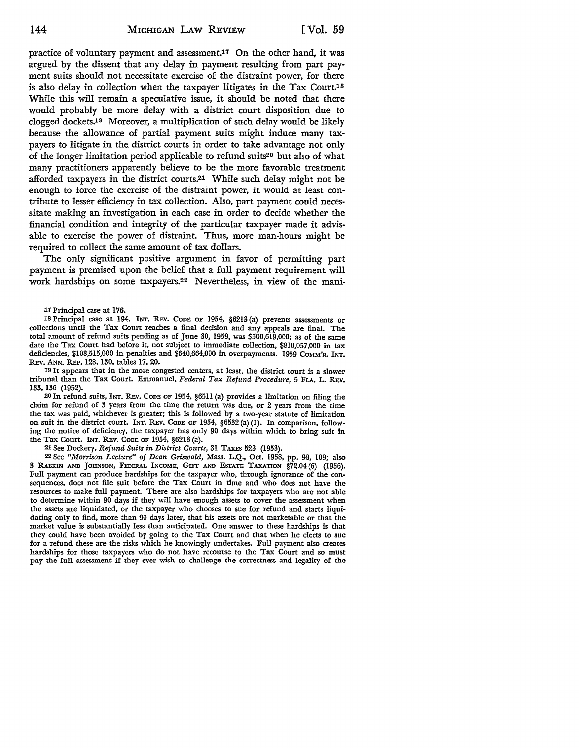practice of voluntary payment and assessment.[17] On the other hand, it was argued by the dissent that any delay in payment resulting from part payment suits should not necessitate exercise of the distraint power, for there is also delay in collection when the taxpayer litigates in the Tax Court.[18] While this will remain a speculative issue, it should be noted that there would probably be more delay with a district court disposition due to clogged dockets.[19] Moreover, a multiplication of such delay would be likely because the allowance of partial payment suits might induce many taxpayers to litigate in the district courts in order to take advantage not only of the longer limitation period applicable to refund suits[20] but also of what many practitioners apparently believe to be the more favorable treatment afforded taxpayers in the district courts.[21] While such delay might not be enough to force the exercise of the distraint power, it would at least contribute to lesser efficiency in tax collection. Also, part payment could necessitate making an investigation in each case in order to decide whether the financial condition and integrity of the particular taxpayer made it advisable to exercise the power of distraint. Thus, more man-hours might be required to collect the same amount of tax dollars.

The only significant positive argument in favor of permitting part payment is premised upon the belief that a full payment requirement will work hardships on some taxpayers.[22] Nevertheless, in view of the mani-

---

[17] Principal case at 176.

[18] Principal case at 194. INT. REV. CODE OF 1954, §6213 (a) prevents assessments or collections until the Tax Court reaches a final decision and any appeals are final. The total amount of refund suits pending as of June 30, 1959, was $500,619,000; as of the same date the Tax Court had before it, not subject to immediate collection, $810,057,000 in tax deficiencies, $108,515,000 in penalties and $640,664,000 in overpayments. 1959 COMM'R. INT. REV. ANN. REP. 128, 130, tables 17, 20.

[19] It appears that in the more congested centers, at least, the district court is a slower tribunal than the Tax Court. Emmanuel, *Federal Tax Refund Procedure*, 5 FLA. L. REV. 133, 136 (1952).

[20] In refund suits, INT. REV. CODE OF 1954, §6511 (a) provides a limitation on filing the claim for refund of 3 years from the time the return was due, or 2 years from the time the tax was paid, whichever is greater; this is followed by a two-year statute of limitation on suit in the district court. INT. REV. CODE OF 1954, §6532 (a) (1). In comparison, following the notice of deficiency, the taxpayer has only 90 days within which to bring suit in the Tax Court. INT. REV. CODE OF 1954, §6213 (a).

[21] See Dockery, *Refund Suits in District Courts*, 31 TAXES 523 (1953).

[22] See *"Morrison Lecture" of Dean Griswold*, Mass. L.Q., Oct. 1958, pp. 98, 109; also 3 RABKIN AND JOHNSON, FEDERAL INCOME, GIFT AND ESTATE TAXATION §72.04 (6) (1956). Full payment can produce hardships for the taxpayer who, through ignorance of the consequences, does not file suit before the Tax Court in time and who does not have the resources to make full payment. There are also hardships for taxpayers who are not able to determine within 90 days if they will have enough assets to cover the assessment when the assets are liquidated, or the taxpayer who chooses to sue for refund and starts liquidating only to find, more than 90 days later, that his assets are not marketable or that the market value is substantially less than anticipated. One answer to these hardships is that they could have been avoided by going to the Tax Court and that when he elects to sue for a refund these are the risks which he knowingly undertakes. Full payment also creates hardships for those taxpayers who do not have recourse to the Tax Court and so must pay the full assessment if they ever wish to challenge the correctness and legality of the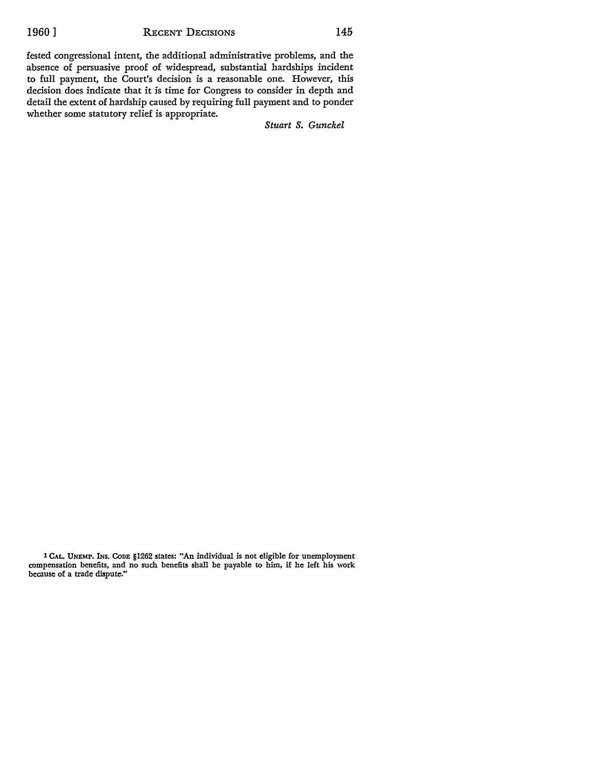fested congressional intent, the additional administrative problems, and the absence of persuasive proof of widespread, substantial hardships incident to full payment, the Court's decision is a reasonable one. However, this decision does indicate that it is time for Congress to consider in depth and detail the extent of hardship caused by requiring full payment and to ponder whether some statutory relief is appropriate.

*Stuart S. Gunckel*

[1] CAL. UNEMP. INS. CODE §1262 states: "An individual is not eligible for unemployment compensation benefits, and no such benefits shall be payable to him, if he left his work because of a trade dispute."